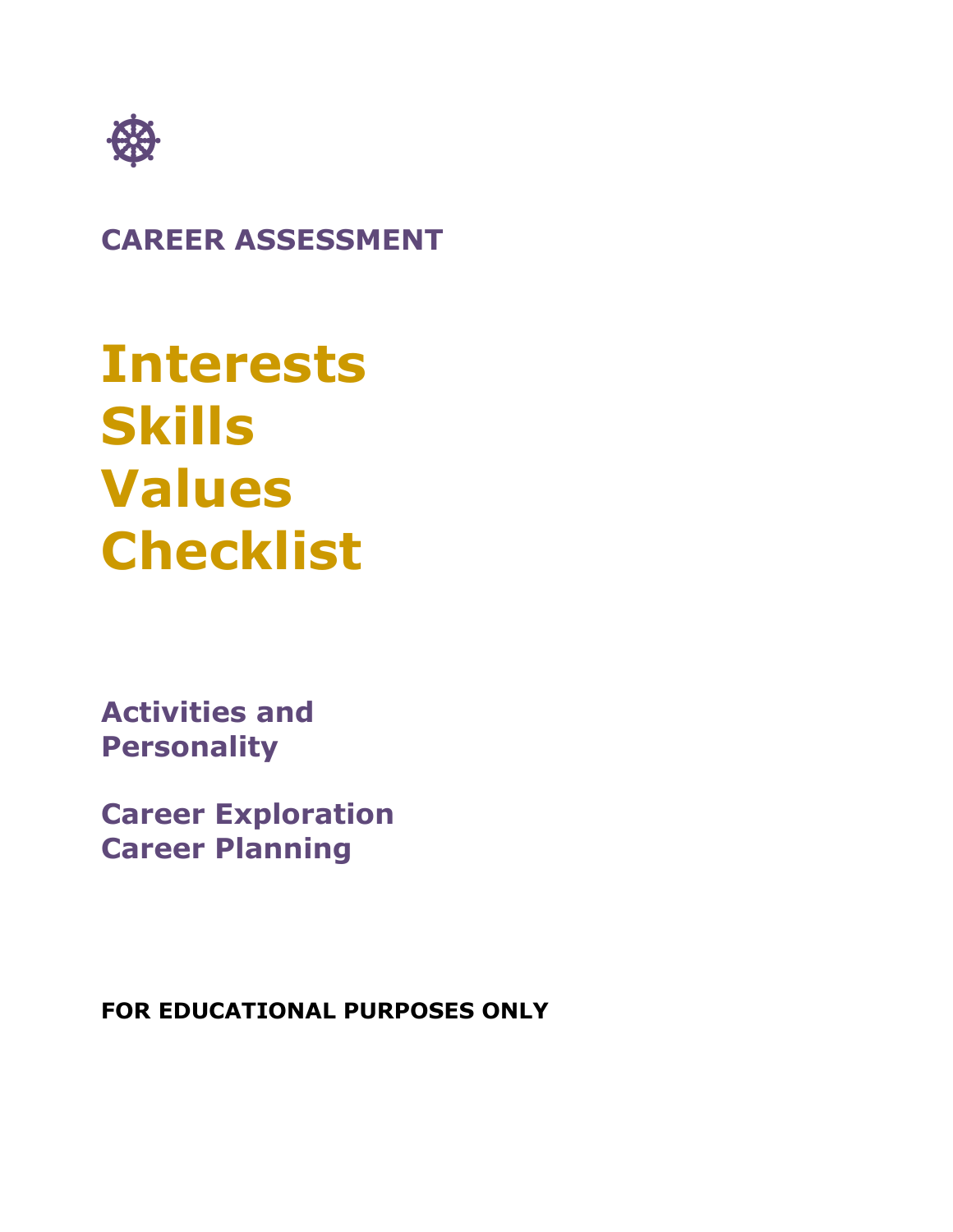**CAREER ASSESSMENT**

# Interests
# Skills
# Values
# Checklist

## Activities and Personality

## Career Exploration
## Career Planning

**FOR EDUCATIONAL PURPOSES ONLY**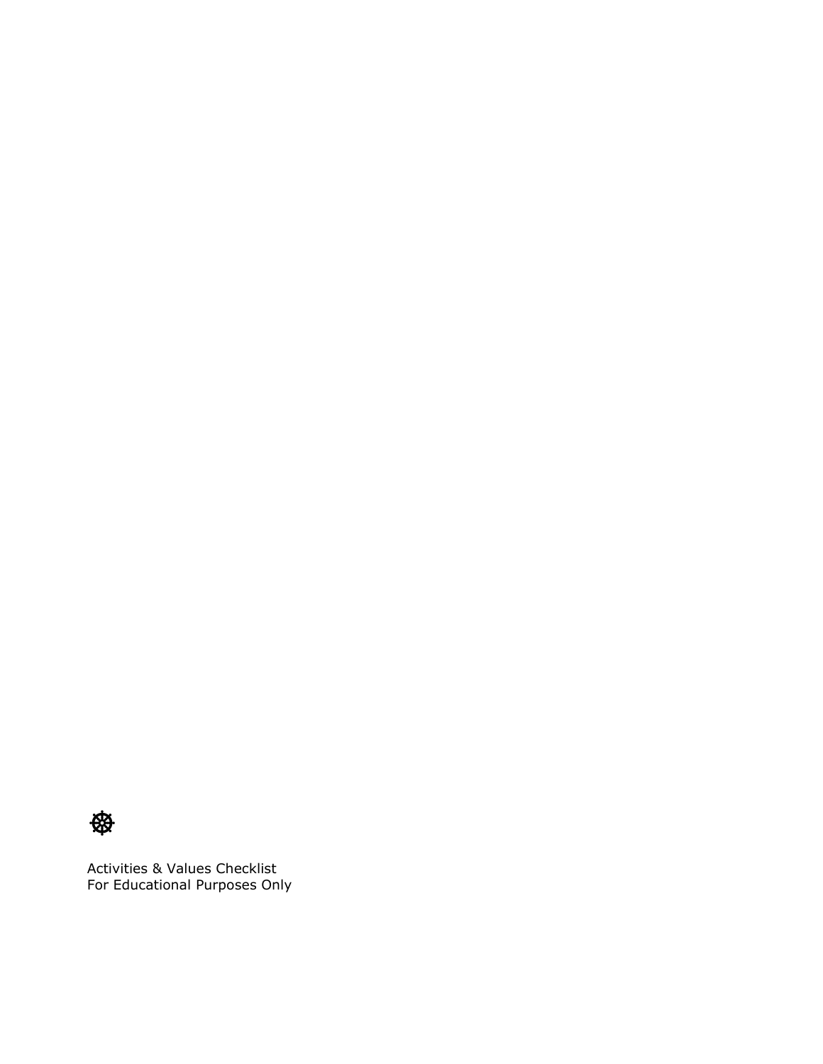☸

Activities & Values Checklist
For Educational Purposes Only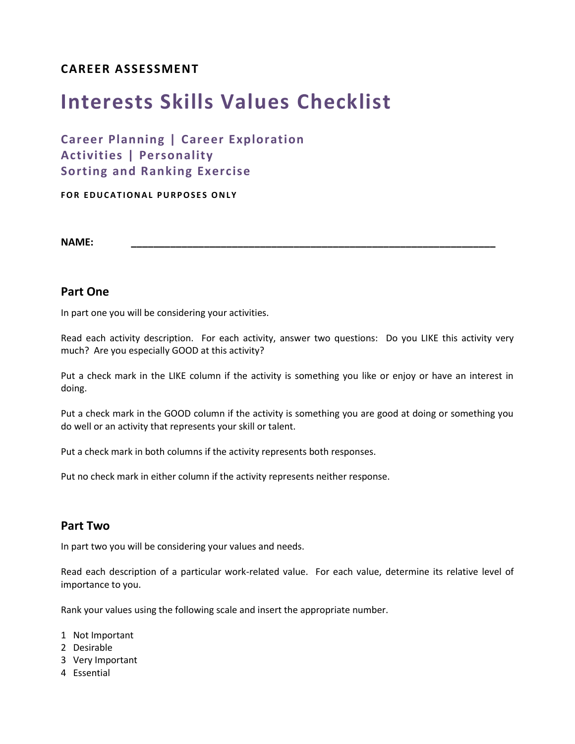**CAREER ASSESSMENT**

# Interests Skills Values Checklist

### Career Planning | Career Exploration
### Activities | Personality
### Sorting and Ranking Exercise

**FOR EDUCATIONAL PURPOSES ONLY**

**NAME:** ______________________________________________________________

## Part One

In part one you will be considering your activities.

Read each activity description. For each activity, answer two questions: Do you LIKE this activity very much? Are you especially GOOD at this activity?

Put a check mark in the LIKE column if the activity is something you like or enjoy or have an interest in doing.

Put a check mark in the GOOD column if the activity is something you are good at doing or something you do well or an activity that represents your skill or talent.

Put a check mark in both columns if the activity represents both responses.

Put no check mark in either column if the activity represents neither response.

## Part Two

In part two you will be considering your values and needs.

Read each description of a particular work-related value. For each value, determine its relative level of importance to you.

Rank your values using the following scale and insert the appropriate number.

1 Not Important
2 Desirable
3 Very Important
4 Essential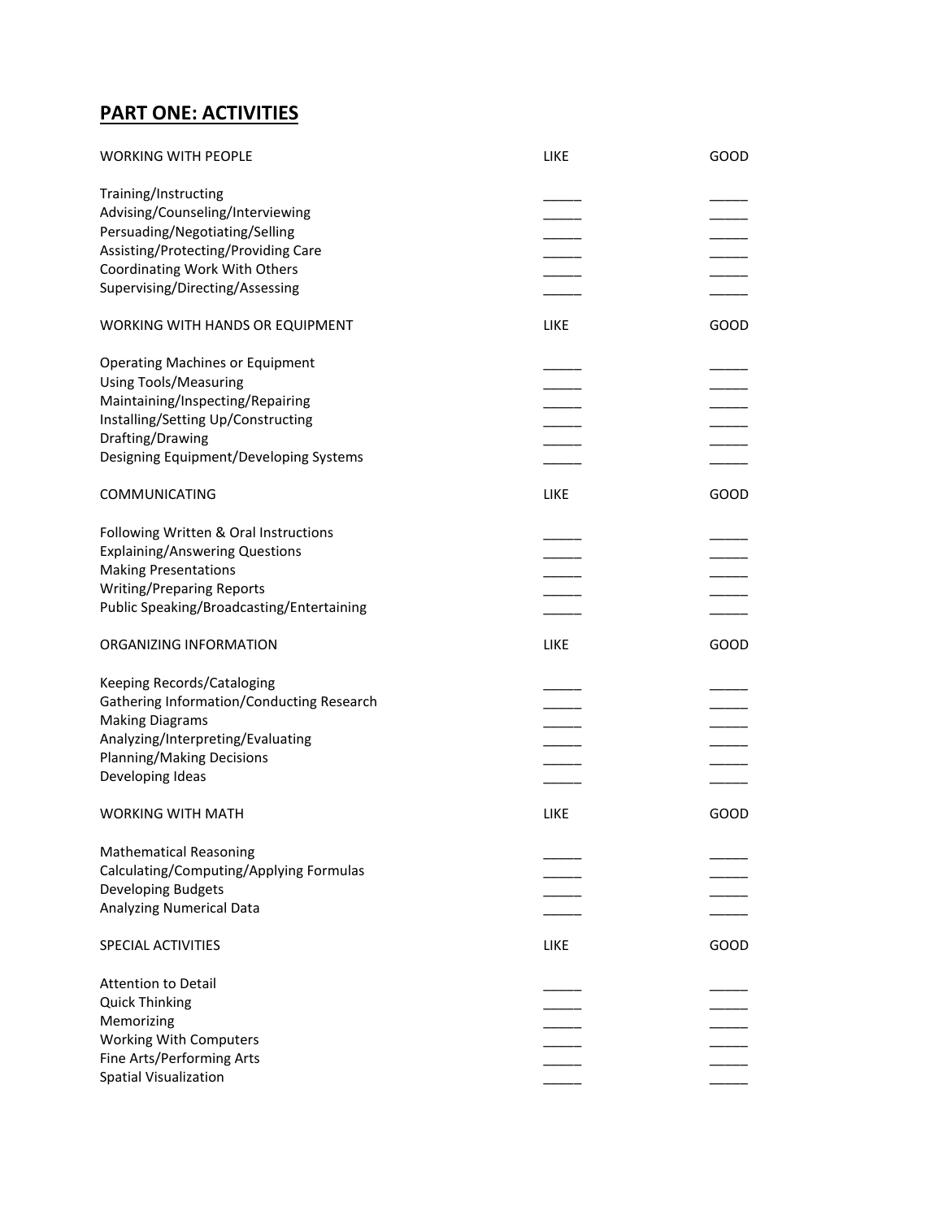## PART ONE: ACTIVITIES

| WORKING WITH PEOPLE | LIKE | GOOD |
|---|---|---|
| Training/Instructing | _____ | _____ |
| Advising/Counseling/Interviewing | _____ | _____ |
| Persuading/Negotiating/Selling | _____ | _____ |
| Assisting/Protecting/Providing Care | _____ | _____ |
| Coordinating Work With Others | _____ | _____ |
| Supervising/Directing/Assessing | _____ | _____ |

| WORKING WITH HANDS OR EQUIPMENT | LIKE | GOOD |
|---|---|---|
| Operating Machines or Equipment | _____ | _____ |
| Using Tools/Measuring | _____ | _____ |
| Maintaining/Inspecting/Repairing | _____ | _____ |
| Installing/Setting Up/Constructing | _____ | _____ |
| Drafting/Drawing | _____ | _____ |
| Designing Equipment/Developing Systems | _____ | _____ |

| COMMUNICATING | LIKE | GOOD |
|---|---|---|
| Following Written & Oral Instructions | _____ | _____ |
| Explaining/Answering Questions | _____ | _____ |
| Making Presentations | _____ | _____ |
| Writing/Preparing Reports | _____ | _____ |
| Public Speaking/Broadcasting/Entertaining | _____ | _____ |

| ORGANIZING INFORMATION | LIKE | GOOD |
|---|---|---|
| Keeping Records/Cataloging | _____ | _____ |
| Gathering Information/Conducting Research | _____ | _____ |
| Making Diagrams | _____ | _____ |
| Analyzing/Interpreting/Evaluating | _____ | _____ |
| Planning/Making Decisions | _____ | _____ |
| Developing Ideas | _____ | _____ |

| WORKING WITH MATH | LIKE | GOOD |
|---|---|---|
| Mathematical Reasoning | _____ | _____ |
| Calculating/Computing/Applying Formulas | _____ | _____ |
| Developing Budgets | _____ | _____ |
| Analyzing Numerical Data | _____ | _____ |

| SPECIAL ACTIVITIES | LIKE | GOOD |
|---|---|---|
| Attention to Detail | _____ | _____ |
| Quick Thinking | _____ | _____ |
| Memorizing | _____ | _____ |
| Working With Computers | _____ | _____ |
| Fine Arts/Performing Arts | _____ | _____ |
| Spatial Visualization | _____ | _____ |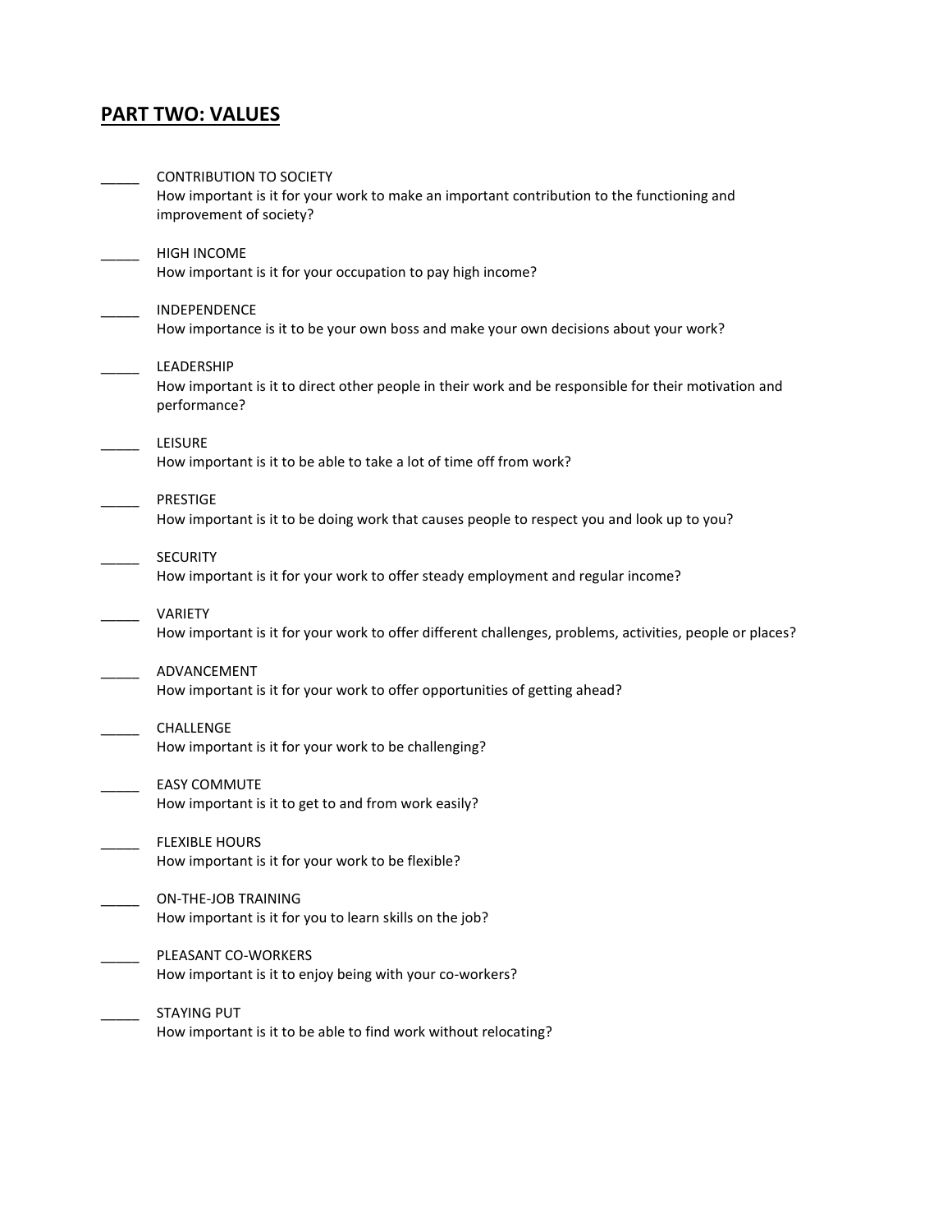## PART TWO: VALUES

_____ CONTRIBUTION TO SOCIETY
How important is it for your work to make an important contribution to the functioning and improvement of society?

_____ HIGH INCOME
How important is it for your occupation to pay high income?

_____ INDEPENDENCE
How importance is it to be your own boss and make your own decisions about your work?

_____ LEADERSHIP
How important is it to direct other people in their work and be responsible for their motivation and performance?

_____ LEISURE
How important is it to be able to take a lot of time off from work?

_____ PRESTIGE
How important is it to be doing work that causes people to respect you and look up to you?

_____ SECURITY
How important is it for your work to offer steady employment and regular income?

_____ VARIETY
How important is it for your work to offer different challenges, problems, activities, people or places?

_____ ADVANCEMENT
How important is it for your work to offer opportunities of getting ahead?

_____ CHALLENGE
How important is it for your work to be challenging?

_____ EASY COMMUTE
How important is it to get to and from work easily?

_____ FLEXIBLE HOURS
How important is it for your work to be flexible?

_____ ON-THE-JOB TRAINING
How important is it for you to learn skills on the job?

_____ PLEASANT CO-WORKERS
How important is it to enjoy being with your co-workers?

_____ STAYING PUT
How important is it to be able to find work without relocating?